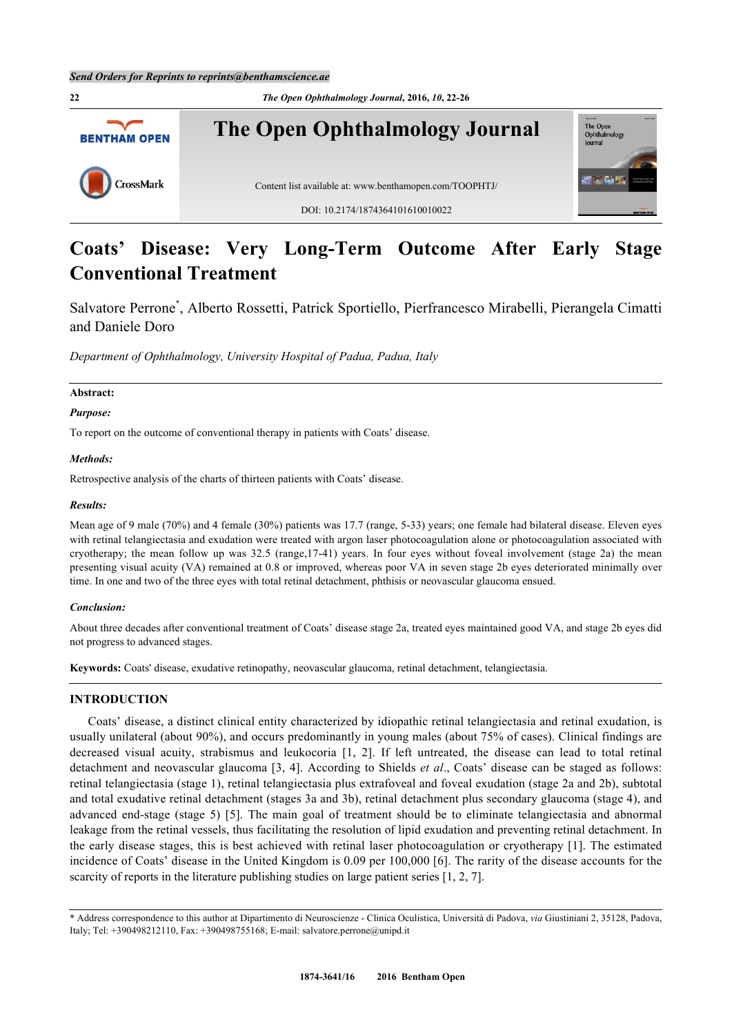# Coats' Disease: Very Long-Term Outcome After Early Stage Conventional Treatment

Salvatore Perrone*, Alberto Rossetti, Patrick Sportiello, Pierfrancesco Mirabelli, Pierangela Cimatti and Daniele Doro

*Department of Ophthalmology, University Hospital of Padua, Padua, Italy*

**Abstract:**

***Purpose:***

To report on the outcome of conventional therapy in patients with Coats' disease.

***Methods:***

Retrospective analysis of the charts of thirteen patients with Coats' disease.

***Results:***

Mean age of 9 male (70%) and 4 female (30%) patients was 17.7 (range, 5-33) years; one female had bilateral disease. Eleven eyes with retinal telangiectasia and exudation were treated with argon laser photocoagulation alone or photocoagulation associated with cryotherapy; the mean follow up was 32.5 (range,17-41) years. In four eyes without foveal involvement (stage 2a) the mean presenting visual acuity (VA) remained at 0.8 or improved, whereas poor VA in seven stage 2b eyes deteriorated minimally over time. In one and two of the three eyes with total retinal detachment, phthisis or neovascular glaucoma ensued.

***Conclusion:***

About three decades after conventional treatment of Coats' disease stage 2a, treated eyes maintained good VA, and stage 2b eyes did not progress to advanced stages.

**Keywords:** Coats' disease, exudative retinopathy, neovascular glaucoma, retinal detachment, telangiectasia.

## INTRODUCTION

Coats' disease, a distinct clinical entity characterized by idiopathic retinal telangiectasia and retinal exudation, is usually unilateral (about 90%), and occurs predominantly in young males (about 75% of cases). Clinical findings are decreased visual acuity, strabismus and leukocoria [1, 2]. If left untreated, the disease can lead to total retinal detachment and neovascular glaucoma [3, 4]. According to Shields *et al*., Coats' disease can be staged as follows: retinal telangiectasia (stage 1), retinal telangiectasia plus extrafoveal and foveal exudation (stage 2a and 2b), subtotal and total exudative retinal detachment (stages 3a and 3b), retinal detachment plus secondary glaucoma (stage 4), and advanced end-stage (stage 5) [5]. The main goal of treatment should be to eliminate telangiectasia and abnormal leakage from the retinal vessels, thus facilitating the resolution of lipid exudation and preventing retinal detachment. In the early disease stages, this is best achieved with retinal laser photocoagulation or cryotherapy [1]. The estimated incidence of Coats' disease in the United Kingdom is 0.09 per 100,000 [6]. The rarity of the disease accounts for the scarcity of reports in the literature publishing studies on large patient series [1, 2, 7].

* Address correspondence to this author at Dipartimento di Neuroscienze - Clinica Oculistica, Università di Padova, *via* Giustiniani 2, 35128, Padova, Italy; Tel: +390498212110, Fax: +390498755168; E-mail: salvatore.perrone@unipd.it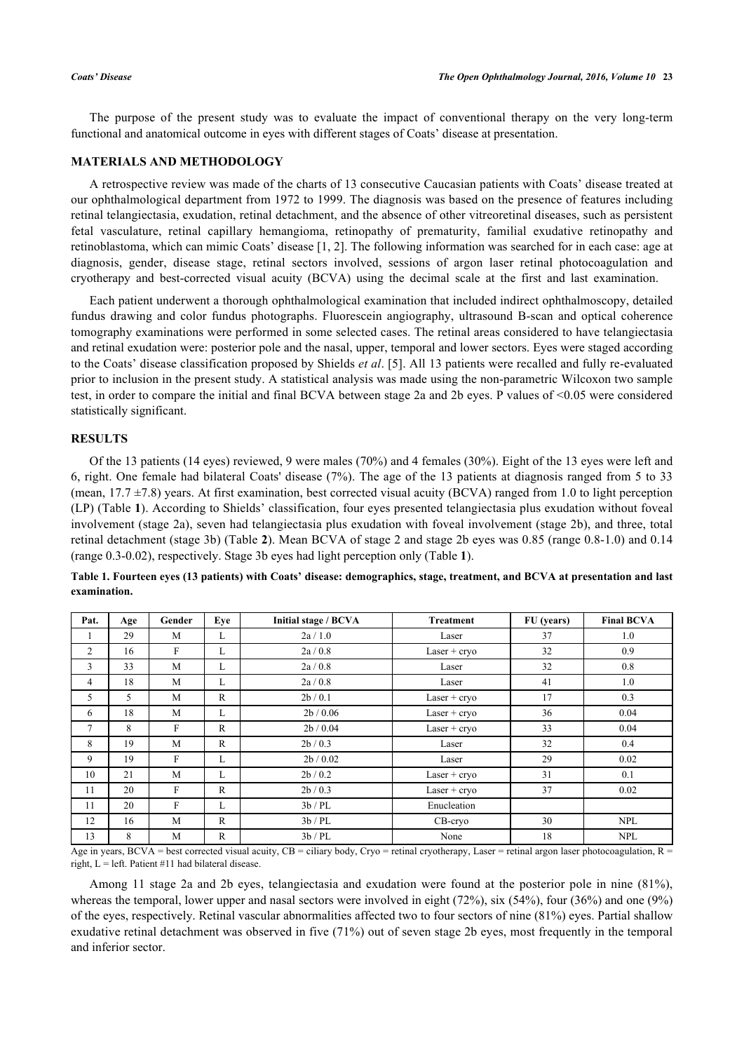The purpose of the present study was to evaluate the impact of conventional therapy on the very long-term functional and anatomical outcome in eyes with different stages of Coats' disease at presentation.

## MATERIALS AND METHODOLOGY

A retrospective review was made of the charts of 13 consecutive Caucasian patients with Coats' disease treated at our ophthalmological department from 1972 to 1999. The diagnosis was based on the presence of features including retinal telangiectasia, exudation, retinal detachment, and the absence of other vitreoretinal diseases, such as persistent fetal vasculature, retinal capillary hemangioma, retinopathy of prematurity, familial exudative retinopathy and retinoblastoma, which can mimic Coats' disease [1, 2]. The following information was searched for in each case: age at diagnosis, gender, disease stage, retinal sectors involved, sessions of argon laser retinal photocoagulation and cryotherapy and best-corrected visual acuity (BCVA) using the decimal scale at the first and last examination.

Each patient underwent a thorough ophthalmological examination that included indirect ophthalmoscopy, detailed fundus drawing and color fundus photographs. Fluorescein angiography, ultrasound B-scan and optical coherence tomography examinations were performed in some selected cases. The retinal areas considered to have telangiectasia and retinal exudation were: posterior pole and the nasal, upper, temporal and lower sectors. Eyes were staged according to the Coats' disease classification proposed by Shields *et al*. [5]. All 13 patients were recalled and fully re-evaluated prior to inclusion in the present study. A statistical analysis was made using the non-parametric Wilcoxon two sample test, in order to compare the initial and final BCVA between stage 2a and 2b eyes. P values of $<0.05$ were considered statistically significant.

## RESULTS

Of the 13 patients (14 eyes) reviewed, 9 were males (70%) and 4 females (30%). Eight of the 13 eyes were left and 6, right. One female had bilateral Coats' disease (7%). The age of the 13 patients at diagnosis ranged from 5 to 33 (mean, 17.7 ±7.8) years. At first examination, best corrected visual acuity (BCVA) ranged from 1.0 to light perception (LP) (Table **1**). According to Shields' classification, four eyes presented telangiectasia plus exudation without foveal involvement (stage 2a), seven had telangiectasia plus exudation with foveal involvement (stage 2b), and three, total retinal detachment (stage 3b) (Table **2**). Mean BCVA of stage 2 and stage 2b eyes was 0.85 (range 0.8-1.0) and 0.14 (range 0.3-0.02), respectively. Stage 3b eyes had light perception only (Table **1**).

**Table 1. Fourteen eyes (13 patients) with Coats' disease: demographics, stage, treatment, and BCVA at presentation and last examination.**

| Pat. | Age | Gender | Eye | Initial stage / BCVA | Treatment | FU (years) | Final BCVA |
|---|---|---|---|---|---|---|---|
| 1 | 29 | M | L | 2a / 1.0 | Laser | 37 | 1.0 |
| 2 | 16 | F | L | 2a / 0.8 | Laser + cryo | 32 | 0.9 |
| 3 | 33 | M | L | 2a / 0.8 | Laser | 32 | 0.8 |
| 4 | 18 | M | L | 2a / 0.8 | Laser | 41 | 1.0 |
| 5 | 5 | M | R | 2b / 0.1 | Laser + cryo | 17 | 0.3 |
| 6 | 18 | M | L | 2b / 0.06 | Laser + cryo | 36 | 0.04 |
| 7 | 8 | F | R | 2b / 0.04 | Laser + cryo | 33 | 0.04 |
| 8 | 19 | M | R | 2b / 0.3 | Laser | 32 | 0.4 |
| 9 | 19 | F | L | 2b / 0.02 | Laser | 29 | 0.02 |
| 10 | 21 | M | L | 2b / 0.2 | Laser + cryo | 31 | 0.1 |
| 11 | 20 | F | R | 2b / 0.3 | Laser + cryo | 37 | 0.02 |
| 11 | 20 | F | L | 3b / PL | Enucleation | | |
| 12 | 16 | M | R | 3b / PL | CB-cryo | 30 | NPL |
| 13 | 8 | M | R | 3b / PL | None | 18 | NPL |

Age in years, BCVA = best corrected visual acuity, CB = ciliary body, Cryo = retinal cryotherapy, Laser = retinal argon laser photocoagulation, R = right, L = left. Patient #11 had bilateral disease.

Among 11 stage 2a and 2b eyes, telangiectasia and exudation were found at the posterior pole in nine (81%), whereas the temporal, lower upper and nasal sectors were involved in eight (72%), six (54%), four (36%) and one (9%) of the eyes, respectively. Retinal vascular abnormalities affected two to four sectors of nine (81%) eyes. Partial shallow exudative retinal detachment was observed in five (71%) out of seven stage 2b eyes, most frequently in the temporal and inferior sector.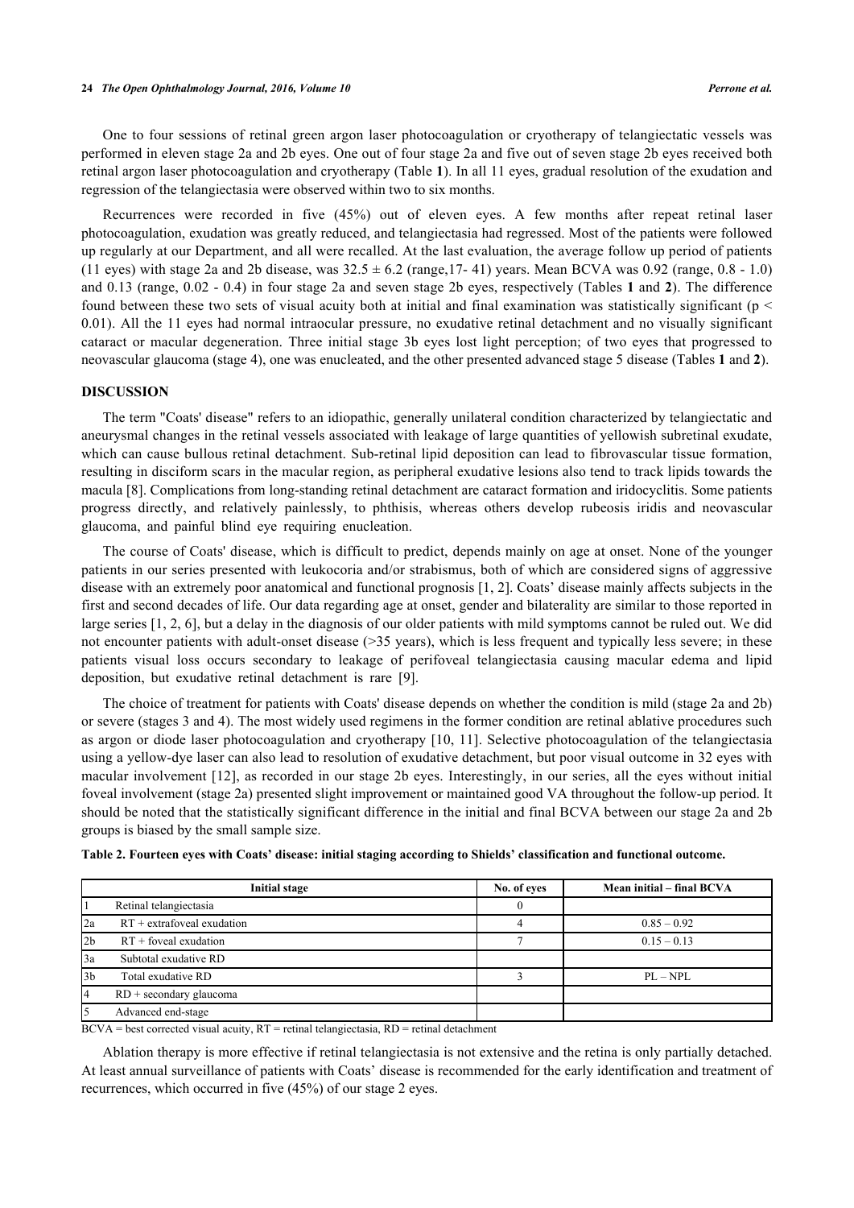One to four sessions of retinal green argon laser photocoagulation or cryotherapy of telangiectatic vessels was performed in eleven stage 2a and 2b eyes. One out of four stage 2a and five out of seven stage 2b eyes received both retinal argon laser photocoagulation and cryotherapy (Table **1**). In all 11 eyes, gradual resolution of the exudation and regression of the telangiectasia were observed within two to six months.

Recurrences were recorded in five (45%) out of eleven eyes. A few months after repeat retinal laser photocoagulation, exudation was greatly reduced, and telangiectasia had regressed. Most of the patients were followed up regularly at our Department, and all were recalled. At the last evaluation, the average follow up period of patients (11 eyes) with stage 2a and 2b disease, was $32.5 \pm 6.2$ (range,17- 41) years. Mean BCVA was 0.92 (range, 0.8 - 1.0) and 0.13 (range, 0.02 - 0.4) in four stage 2a and seven stage 2b eyes, respectively (Tables **1** and **2**). The difference found between these two sets of visual acuity both at initial and final examination was statistically significant ($p < 0.01$). All the 11 eyes had normal intraocular pressure, no exudative retinal detachment and no visually significant cataract or macular degeneration. Three initial stage 3b eyes lost light perception; of two eyes that progressed to neovascular glaucoma (stage 4), one was enucleated, and the other presented advanced stage 5 disease (Tables **1** and **2**).

## DISCUSSION

The term "Coats' disease" refers to an idiopathic, generally unilateral condition characterized by telangiectatic and aneurysmal changes in the retinal vessels associated with leakage of large quantities of yellowish subretinal exudate, which can cause bullous retinal detachment. Sub-retinal lipid deposition can lead to fibrovascular tissue formation, resulting in disciform scars in the macular region, as peripheral exudative lesions also tend to track lipids towards the macula [8]. Complications from long-standing retinal detachment are cataract formation and iridocyclitis. Some patients progress directly, and relatively painlessly, to phthisis, whereas others develop rubeosis iridis and neovascular glaucoma, and painful blind eye requiring enucleation.

The course of Coats' disease, which is difficult to predict, depends mainly on age at onset. None of the younger patients in our series presented with leukocoria and/or strabismus, both of which are considered signs of aggressive disease with an extremely poor anatomical and functional prognosis [1, 2]. Coats' disease mainly affects subjects in the first and second decades of life. Our data regarding age at onset, gender and bilaterality are similar to those reported in large series [1, 2, 6], but a delay in the diagnosis of our older patients with mild symptoms cannot be ruled out. We did not encounter patients with adult-onset disease (>35 years), which is less frequent and typically less severe; in these patients visual loss occurs secondary to leakage of perifoveal telangiectasia causing macular edema and lipid deposition, but exudative retinal detachment is rare [9].

The choice of treatment for patients with Coats' disease depends on whether the condition is mild (stage 2a and 2b) or severe (stages 3 and 4). The most widely used regimens in the former condition are retinal ablative procedures such as argon or diode laser photocoagulation and cryotherapy [10, 11]. Selective photocoagulation of the telangiectasia using a yellow-dye laser can also lead to resolution of exudative detachment, but poor visual outcome in 32 eyes with macular involvement [12], as recorded in our stage 2b eyes. Interestingly, in our series, all the eyes without initial foveal involvement (stage 2a) presented slight improvement or maintained good VA throughout the follow-up period. It should be noted that the statistically significant difference in the initial and final BCVA between our stage 2a and 2b groups is biased by the small sample size.

**Table 2. Fourteen eyes with Coats' disease: initial staging according to Shields' classification and functional outcome.**

| | Initial stage | No. of eyes | Mean initial – final BCVA |
|---|---|---|---|
| 1 | Retinal telangiectasia | 0 | |
| 2a | RT + extrafoveal exudation | 4 | 0.85 – 0.92 |
| 2b | RT + foveal exudation | 7 | 0.15 – 0.13 |
| 3a | Subtotal exudative RD | | |
| 3b | Total exudative RD | 3 | PL – NPL |
| 4 | RD + secondary glaucoma | | |
| 5 | Advanced end-stage | | |

BCVA = best corrected visual acuity, RT = retinal telangiectasia, RD = retinal detachment

Ablation therapy is more effective if retinal telangiectasia is not extensive and the retina is only partially detached. At least annual surveillance of patients with Coats' disease is recommended for the early identification and treatment of recurrences, which occurred in five (45%) of our stage 2 eyes.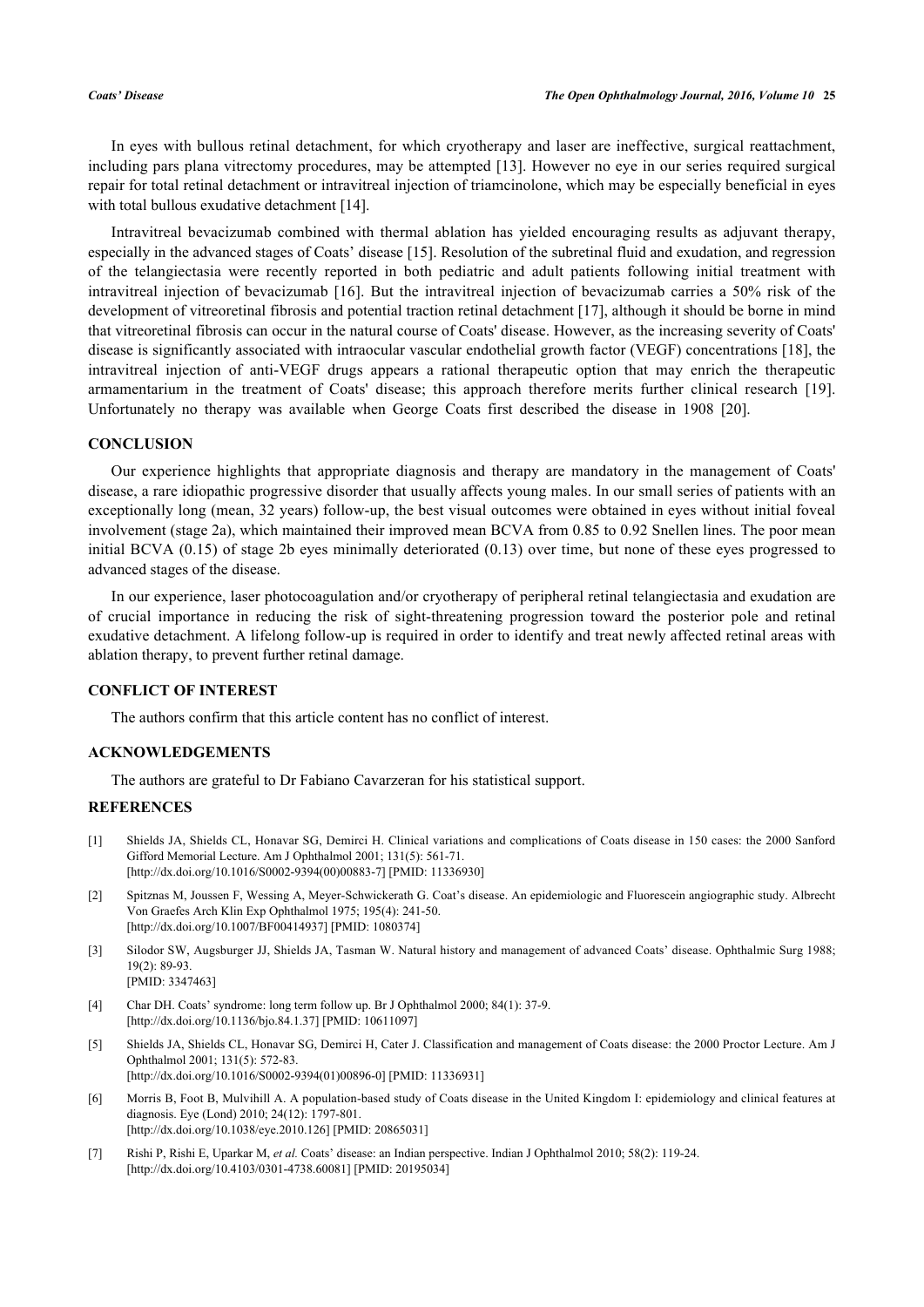In eyes with bullous retinal detachment, for which cryotherapy and laser are ineffective, surgical reattachment, including pars plana vitrectomy procedures, may be attempted [13]. However no eye in our series required surgical repair for total retinal detachment or intravitreal injection of triamcinolone, which may be especially beneficial in eyes with total bullous exudative detachment [14].

Intravitreal bevacizumab combined with thermal ablation has yielded encouraging results as adjuvant therapy, especially in the advanced stages of Coats' disease [15]. Resolution of the subretinal fluid and exudation, and regression of the telangiectasia were recently reported in both pediatric and adult patients following initial treatment with intravitreal injection of bevacizumab [16]. But the intravitreal injection of bevacizumab carries a 50% risk of the development of vitreoretinal fibrosis and potential traction retinal detachment [17], although it should be borne in mind that vitreoretinal fibrosis can occur in the natural course of Coats' disease. However, as the increasing severity of Coats' disease is significantly associated with intraocular vascular endothelial growth factor (VEGF) concentrations [18], the intravitreal injection of anti-VEGF drugs appears a rational therapeutic option that may enrich the therapeutic armamentarium in the treatment of Coats' disease; this approach therefore merits further clinical research [19]. Unfortunately no therapy was available when George Coats first described the disease in 1908 [20].

## CONCLUSION

Our experience highlights that appropriate diagnosis and therapy are mandatory in the management of Coats' disease, a rare idiopathic progressive disorder that usually affects young males. In our small series of patients with an exceptionally long (mean, 32 years) follow-up, the best visual outcomes were obtained in eyes without initial foveal involvement (stage 2a), which maintained their improved mean BCVA from 0.85 to 0.92 Snellen lines. The poor mean initial BCVA (0.15) of stage 2b eyes minimally deteriorated (0.13) over time, but none of these eyes progressed to advanced stages of the disease.

In our experience, laser photocoagulation and/or cryotherapy of peripheral retinal telangiectasia and exudation are of crucial importance in reducing the risk of sight-threatening progression toward the posterior pole and retinal exudative detachment. A lifelong follow-up is required in order to identify and treat newly affected retinal areas with ablation therapy, to prevent further retinal damage.

## CONFLICT OF INTEREST

The authors confirm that this article content has no conflict of interest.

## ACKNOWLEDGEMENTS

The authors are grateful to Dr Fabiano Cavarzeran for his statistical support.

## REFERENCES

[1] Shields JA, Shields CL, Honavar SG, Demirci H. Clinical variations and complications of Coats disease in 150 cases: the 2000 Sanford Gifford Memorial Lecture. Am J Ophthalmol 2001; 131(5): 561-71. [http://dx.doi.org/10.1016/S0002-9394(00)00883-7] [PMID: 11336930]

[2] Spitznas M, Joussen F, Wessing A, Meyer-Schwickerath G. Coat's disease. An epidemiologic and Fluorescein angiographic study. Albrecht Von Graefes Arch Klin Exp Ophthalmol 1975; 195(4): 241-50. [http://dx.doi.org/10.1007/BF00414937] [PMID: 1080374]

[3] Silodor SW, Augsburger JJ, Shields JA, Tasman W. Natural history and management of advanced Coats' disease. Ophthalmic Surg 1988; 19(2): 89-93. [PMID: 3347463]

[4] Char DH. Coats' syndrome: long term follow up. Br J Ophthalmol 2000; 84(1): 37-9. [http://dx.doi.org/10.1136/bjo.84.1.37] [PMID: 10611097]

[5] Shields JA, Shields CL, Honavar SG, Demirci H, Cater J. Classification and management of Coats disease: the 2000 Proctor Lecture. Am J Ophthalmol 2001; 131(5): 572-83. [http://dx.doi.org/10.1016/S0002-9394(01)00896-0] [PMID: 11336931]

[6] Morris B, Foot B, Mulvihill A. A population-based study of Coats disease in the United Kingdom I: epidemiology and clinical features at diagnosis. Eye (Lond) 2010; 24(12): 1797-801. [http://dx.doi.org/10.1038/eye.2010.126] [PMID: 20865031]

[7] Rishi P, Rishi E, Uparkar M, *et al.* Coats' disease: an Indian perspective. Indian J Ophthalmol 2010; 58(2): 119-24. [http://dx.doi.org/10.4103/0301-4738.60081] [PMID: 20195034]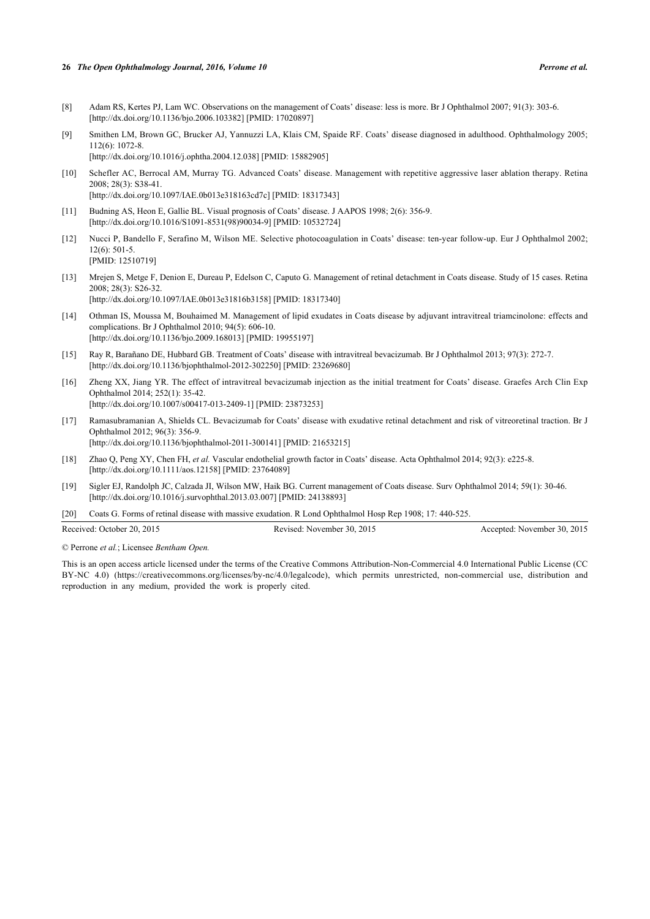[8] Adam RS, Kertes PJ, Lam WC. Observations on the management of Coats' disease: less is more. Br J Ophthalmol 2007; 91(3): 303-6. [http://dx.doi.org/10.1136/bjo.2006.103382] [PMID: 17020897]

[9] Smithen LM, Brown GC, Brucker AJ, Yannuzzi LA, Klais CM, Spaide RF. Coats' disease diagnosed in adulthood. Ophthalmology 2005; 112(6): 1072-8. [http://dx.doi.org/10.1016/j.ophtha.2004.12.038] [PMID: 15882905]

[10] Schefler AC, Berrocal AM, Murray TG. Advanced Coats' disease. Management with repetitive aggressive laser ablation therapy. Retina 2008; 28(3): S38-41. [http://dx.doi.org/10.1097/IAE.0b013e318163cd7c] [PMID: 18317343]

[11] Budning AS, Heon E, Gallie BL. Visual prognosis of Coats' disease. J AAPOS 1998; 2(6): 356-9. [http://dx.doi.org/10.1016/S1091-8531(98)90034-9] [PMID: 10532724]

[12] Nucci P, Bandello F, Serafino M, Wilson ME. Selective photocoagulation in Coats' disease: ten-year follow-up. Eur J Ophthalmol 2002; 12(6): 501-5. [PMID: 12510719]

[13] Mrejen S, Metge F, Denion E, Dureau P, Edelson C, Caputo G. Management of retinal detachment in Coats disease. Study of 15 cases. Retina 2008; 28(3): S26-32. [http://dx.doi.org/10.1097/IAE.0b013e31816b3158] [PMID: 18317340]

[14] Othman IS, Moussa M, Bouhaimed M. Management of lipid exudates in Coats disease by adjuvant intravitreal triamcinolone: effects and complications. Br J Ophthalmol 2010; 94(5): 606-10. [http://dx.doi.org/10.1136/bjo.2009.168013] [PMID: 19955197]

[15] Ray R, Barañano DE, Hubbard GB. Treatment of Coats' disease with intravitreal bevacizumab. Br J Ophthalmol 2013; 97(3): 272-7. [http://dx.doi.org/10.1136/bjophthalmol-2012-302250] [PMID: 23269680]

[16] Zheng XX, Jiang YR. The effect of intravitreal bevacizumab injection as the initial treatment for Coats' disease. Graefes Arch Clin Exp Ophthalmol 2014; 252(1): 35-42. [http://dx.doi.org/10.1007/s00417-013-2409-1] [PMID: 23873253]

[17] Ramasubramanian A, Shields CL. Bevacizumab for Coats' disease with exudative retinal detachment and risk of vitreoretinal traction. Br J Ophthalmol 2012; 96(3): 356-9. [http://dx.doi.org/10.1136/bjophthalmol-2011-300141] [PMID: 21653215]

[18] Zhao Q, Peng XY, Chen FH, *et al.* Vascular endothelial growth factor in Coats' disease. Acta Ophthalmol 2014; 92(3): e225-8. [http://dx.doi.org/10.1111/aos.12158] [PMID: 23764089]

[19] Sigler EJ, Randolph JC, Calzada JI, Wilson MW, Haik BG. Current management of Coats disease. Surv Ophthalmol 2014; 59(1): 30-46. [http://dx.doi.org/10.1016/j.survophthal.2013.03.007] [PMID: 24138893]

[20] Coats G. Forms of retinal disease with massive exudation. R Lond Ophthalmol Hosp Rep 1908; 17: 440-525.

Received: October 20, 2015 Revised: November 30, 2015 Accepted: November 30, 2015

© Perrone *et al.*; Licensee *Bentham Open.*

This is an open access article licensed under the terms of the Creative Commons Attribution-Non-Commercial 4.0 International Public License (CC BY-NC 4.0) (https://creativecommons.org/licenses/by-nc/4.0/legalcode), which permits unrestricted, non-commercial use, distribution and reproduction in any medium, provided the work is properly cited.